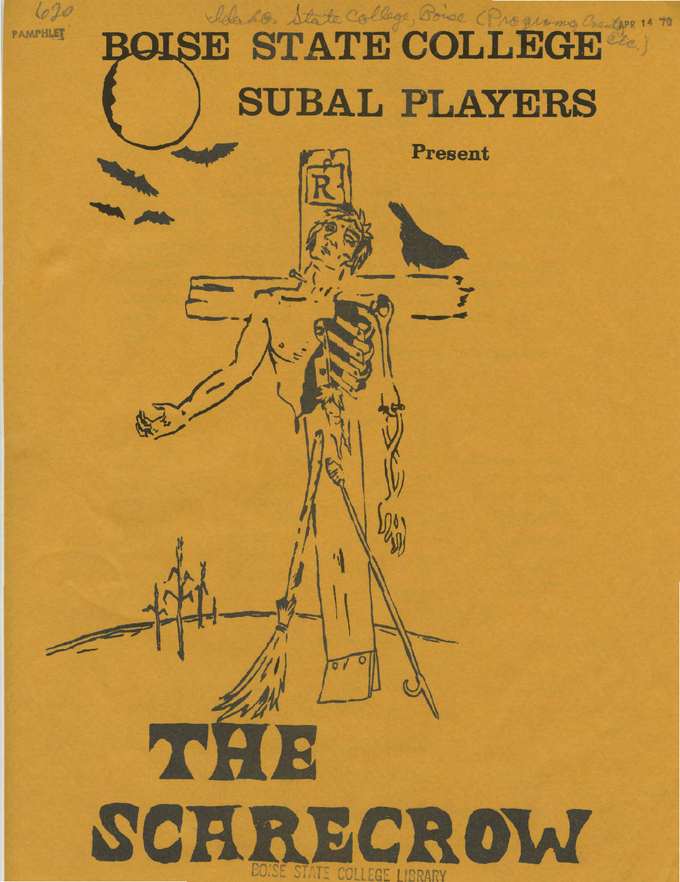620
PAMPHLET

Idaho. State College, Boise (Programs, Creations, etc.) APR 14 '70

# BOISE STATE COLLEGE

## SUBAL PLAYERS

**Present**

# THE SCARECROW

BOISE STATE COLLEGE LIBRARY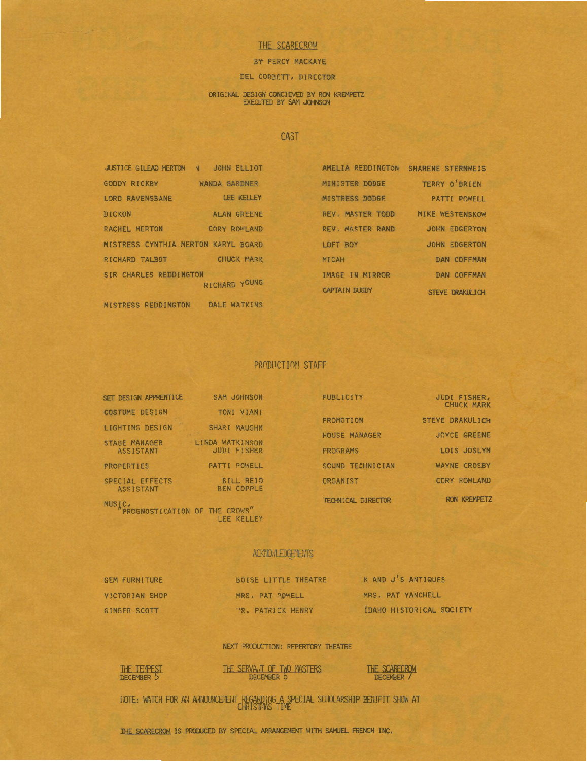# THE SCARECROW

BY PERCY MACKAYE

DEL CORBETT, DIRECTOR

ORIGINAL DESIGN CONCIEVED BY RON KREMPETZ
EXECUTED BY SAM JOHNSON

## CAST

| | |
|---|---|
| JUSTICE GILEAD MERTON | JOHN ELLIOT |
| GODDY RICKBY | WANDA GARDNER |
| LORD RAVENSBANE | LEE KELLEY |
| DICKON | ALAN GREENE |
| RACHEL MERTON | CORY ROWLAND |
| MISTRESS CYNTHIA MERTON | KARYL BOARD |
| RICHARD TALBOT | CHUCK MARK |
| SIR CHARLES REDDINGTON | RICHARD YOUNG |
| MISTRESS REDDINGTON | DALE WATKINS |
| AMELIA REDDINGTON | SHARENE STERNWEIS |
| MINISTER DODGE | TERRY O'BRIEN |
| MISTRESS DODGE | PATTI POWELL |
| REV. MASTER TODD | MIKE WESTENSKOW |
| REV. MASTER RAND | JOHN EDGERTON |
| LOFT BOY | JOHN EDGERTON |
| MICAH | DAN COFFMAN |
| IMAGE IN MIRROR | DAN COFFMAN |
| CAPTAIN BUGBY | STEVE DRAKULICH |

## PRODUCTION STAFF

| | |
|---|---|
| SET DESIGN APPRENTICE | SAM JOHNSON |
| COSTUME DESIGN | TONI VIANI |
| LIGHTING DESIGN | SHARI MAUGHN |
| STAGE MANAGER | LINDA WATKINSON |
| ASSISTANT | JUDI FISHER |
| PROPERTIES | PATTI POWELL |
| SPECIAL EFFECTS | BILL REID |
| ASSISTANT | BEN COPPLE |
| MUSIC, "PROGNOSTICATION OF THE CROWS" | LEE KELLEY |
| PUBLICITY | JUDI FISHER, CHUCK MARK |
| PROMOTION | STEVE DRAKULICH |
| HOUSE MANAGER | JOYCE GREENE |
| PROGRAMS | LOIS JOSLYN |
| SOUND TECHNICIAN | WAYNE CROSBY |
| ORGANIST | CORY ROWLAND |
| TECHNICAL DIRECTOR | RON KREMPETZ |

## ACKNOWLEDGEMENTS

GEM FURNITURE
VICTORIAN SHOP
GINGER SCOTT
BOISE LITTLE THEATRE
MRS. PAT POWELL
MR. PATRICK HENRY
K AND J'S ANTIQUES
MRS. PAT YANCHELL
IDAHO HISTORICAL SOCIETY

NEXT PRODUCTION: REPERTORY THEATRE

THE TEMPEST
DECEMBER 5

THE SERVANT OF TWO MASTERS
DECEMBER 6

THE SCARECROW
DECEMBER 7

NOTE: WATCH FOR AN ANNOUNCEMENT REGARDING A SPECIAL SCHOLARSHIP BENEFIT SHOW AT CHRISTMAS TIME

THE SCARECROW IS PRODUCED BY SPECIAL ARRANGEMENT WITH SAMUEL FRENCH INC.